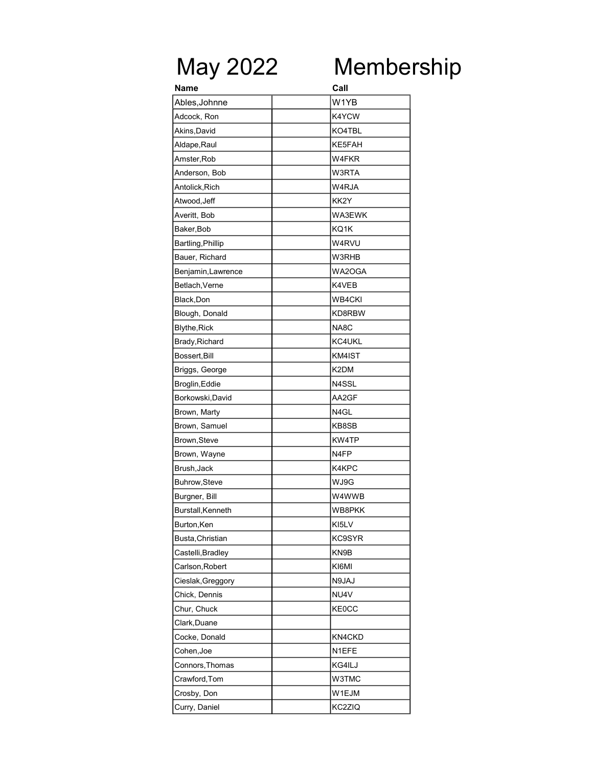# May 2022 Membership

| Name | | Call |
|---|---|---|
| Ables,Johnne | | W1YB |
| Adcock, Ron | | K4YCW |
| Akins,David | | KO4TBL |
| Aldape,Raul | | KE5FAH |
| Amster,Rob | | W4FKR |
| Anderson, Bob | | W3RTA |
| Antolick,Rich | | W4RJA |
| Atwood,Jeff | | KK2Y |
| Averitt, Bob | | WA3EWK |
| Baker,Bob | | KQ1K |
| Bartling,Phillip | | W4RVU |
| Bauer, Richard | | W3RHB |
| Benjamin,Lawrence | | WA2OGA |
| Betlach,Verne | | K4VEB |
| Black,Don | | WB4CKI |
| Blough, Donald | | KD8RBW |
| Blythe,Rick | | NA8C |
| Brady,Richard | | KC4UKL |
| Bossert,Bill | | KM4IST |
| Briggs, George | | K2DM |
| Broglin,Eddie | | N4SSL |
| Borkowski,David | | AA2GF |
| Brown, Marty | | N4GL |
| Brown, Samuel | | KB8SB |
| Brown,Steve | | KW4TP |
| Brown, Wayne | | N4FP |
| Brush,Jack | | K4KPC |
| Buhrow,Steve | | WJ9G |
| Burgner, Bill | | W4WWB |
| Burstall,Kenneth | | WB8PKK |
| Burton,Ken | | KI5LV |
| Busta,Christian | | KC9SYR |
| Castelli,Bradley | | KN9B |
| Carlson,Robert | | KI6MI |
| Cieslak,Greggory | | N9JAJ |
| Chick, Dennis | | NU4V |
| Chur, Chuck | | KE0CC |
| Clark,Duane | | |
| Cocke, Donald | | KN4CKD |
| Cohen,Joe | | N1EFE |
| Connors,Thomas | | KG4ILJ |
| Crawford,Tom | | W3TMC |
| Crosby, Don | | W1EJM |
| Curry, Daniel | | KC2ZIQ |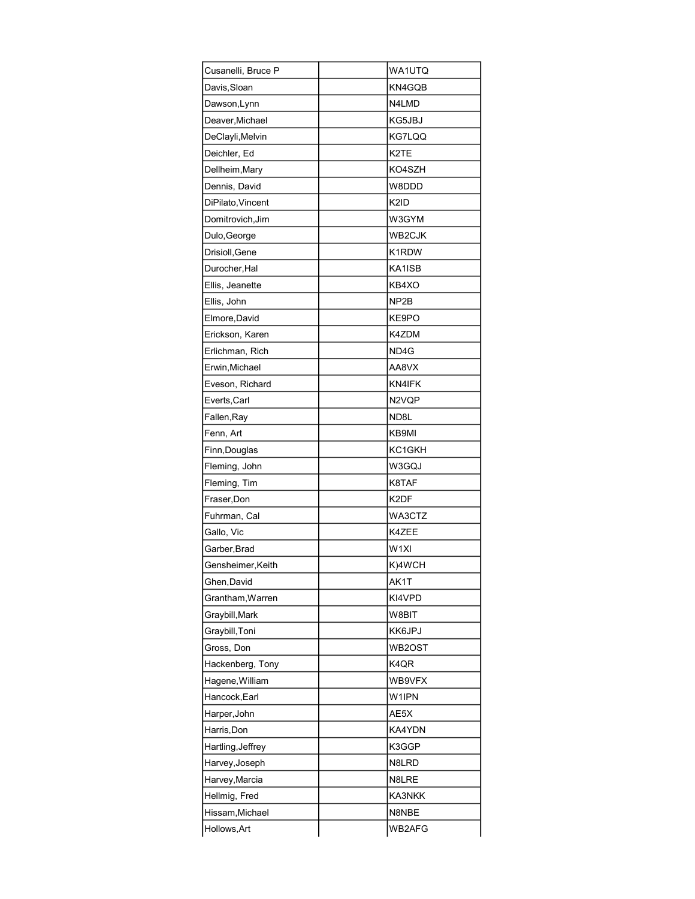| | | |
|---|---|---|
| Cusanelli, Bruce P | | WA1UTQ |
| Davis,Sloan | | KN4GQB |
| Dawson,Lynn | | N4LMD |
| Deaver,Michael | | KG5JBJ |
| DeClayli,Melvin | | KG7LQQ |
| Deichler, Ed | | K2TE |
| Dellheim,Mary | | KO4SZH |
| Dennis, David | | W8DDD |
| DiPilato,Vincent | | K2ID |
| Domitrovich,Jim | | W3GYM |
| Dulo,George | | WB2CJK |
| Drisioll,Gene | | K1RDW |
| Durocher,Hal | | KA1ISB |
| Ellis, Jeanette | | KB4XO |
| Ellis, John | | NP2B |
| Elmore,David | | KE9PO |
| Erickson, Karen | | K4ZDM |
| Erlichman, Rich | | ND4G |
| Erwin,Michael | | AA8VX |
| Eveson, Richard | | KN4IFK |
| Everts,Carl | | N2VQP |
| Fallen,Ray | | ND8L |
| Fenn, Art | | KB9MI |
| Finn,Douglas | | KC1GKH |
| Fleming, John | | W3GQJ |
| Fleming, Tim | | K8TAF |
| Fraser,Don | | K2DF |
| Fuhrman, Cal | | WA3CTZ |
| Gallo, Vic | | K4ZEE |
| Garber,Brad | | W1XI |
| Gensheimer,Keith | | K)4WCH |
| Ghen,David | | AK1T |
| Grantham,Warren | | KI4VPD |
| Graybill,Mark | | W8BIT |
| Graybill,Toni | | KK6JPJ |
| Gross, Don | | WB2OST |
| Hackenberg, Tony | | K4QR |
| Hagene,William | | WB9VFX |
| Hancock,Earl | | W1IPN |
| Harper,John | | AE5X |
| Harris,Don | | KA4YDN |
| Hartling,Jeffrey | | K3GGP |
| Harvey,Joseph | | N8LRD |
| Harvey,Marcia | | N8LRE |
| Hellmig, Fred | | KA3NKK |
| Hissam,Michael | | N8NBE |
| Hollows,Art | | WB2AFG |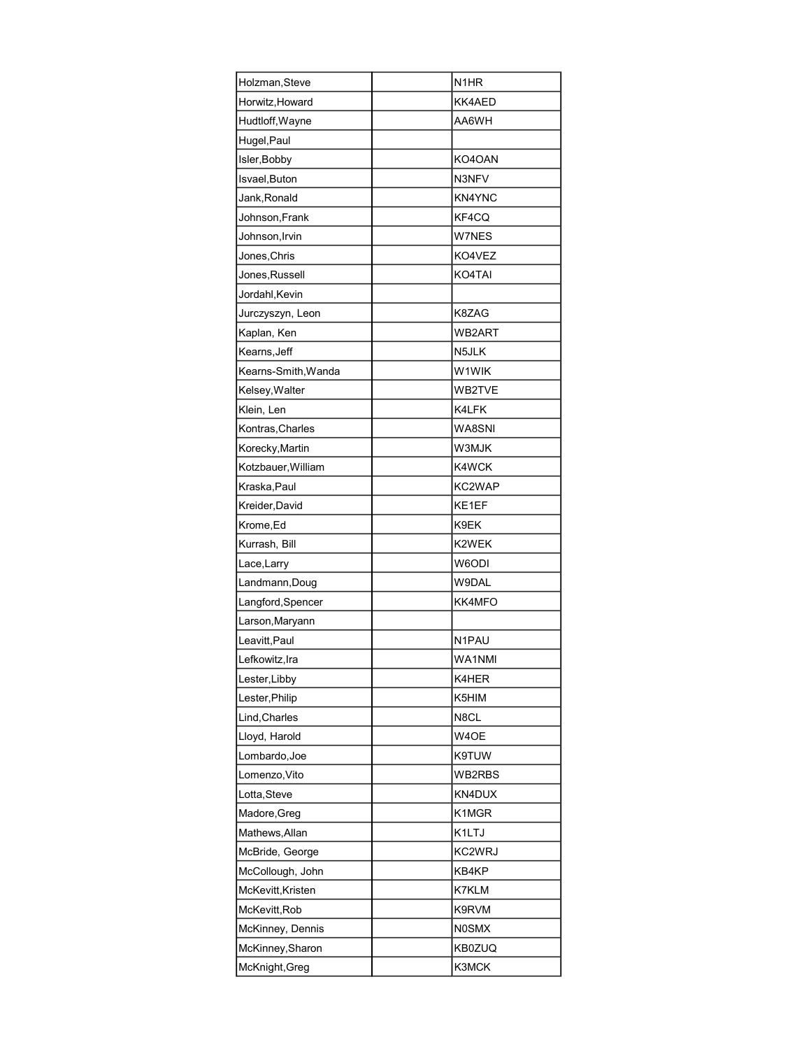| | | |
|---|---|---|
| Holzman,Steve | | N1HR |
| Horwitz,Howard | | KK4AED |
| Hudtloff,Wayne | | AA6WH |
| Hugel,Paul | | |
| Isler,Bobby | | KO4OAN |
| Isvael,Buton | | N3NFV |
| Jank,Ronald | | KN4YNC |
| Johnson,Frank | | KF4CQ |
| Johnson,Irvin | | W7NES |
| Jones,Chris | | KO4VEZ |
| Jones,Russell | | KO4TAI |
| Jordahl,Kevin | | |
| Jurczyszyn, Leon | | K8ZAG |
| Kaplan, Ken | | WB2ART |
| Kearns,Jeff | | N5JLK |
| Kearns-Smith,Wanda | | W1WIK |
| Kelsey,Walter | | WB2TVE |
| Klein, Len | | K4LFK |
| Kontras,Charles | | WA8SNI |
| Korecky,Martin | | W3MJK |
| Kotzbauer,William | | K4WCK |
| Kraska,Paul | | KC2WAP |
| Kreider,David | | KE1EF |
| Krome,Ed | | K9EK |
| Kurrash, Bill | | K2WEK |
| Lace,Larry | | W6ODI |
| Landmann,Doug | | W9DAL |
| Langford,Spencer | | KK4MFO |
| Larson,Maryann | | |
| Leavitt,Paul | | N1PAU |
| Lefkowitz,Ira | | WA1NMI |
| Lester,Libby | | K4HER |
| Lester,Philip | | K5HIM |
| Lind,Charles | | N8CL |
| Lloyd, Harold | | W4OE |
| Lombardo,Joe | | K9TUW |
| Lomenzo,Vito | | WB2RBS |
| Lotta,Steve | | KN4DUX |
| Madore,Greg | | K1MGR |
| Mathews,Allan | | K1LTJ |
| McBride, George | | KC2WRJ |
| McCollough, John | | KB4KP |
| McKevitt,Kristen | | K7KLM |
| McKevitt,Rob | | K9RVM |
| McKinney, Dennis | | N0SMX |
| McKinney,Sharon | | KB0ZUQ |
| McKnight,Greg | | K3MCK |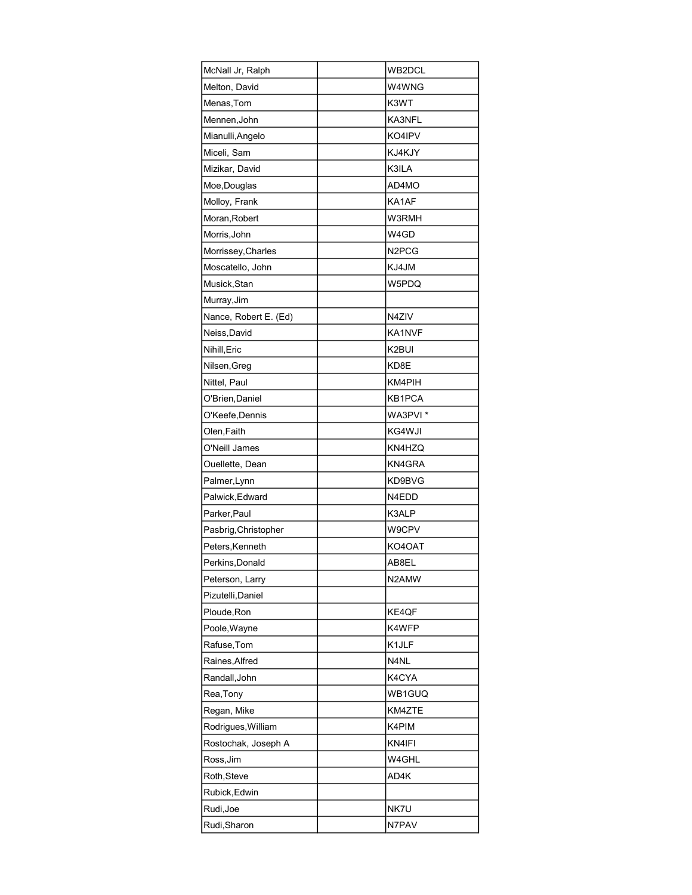| | | |
|---|---|---|
| McNall Jr, Ralph | | WB2DCL |
| Melton, David | | W4WNG |
| Menas,Tom | | K3WT |
| Mennen,John | | KA3NFL |
| Mianulli,Angelo | | KO4IPV |
| Miceli, Sam | | KJ4KJY |
| Mizikar, David | | K3ILA |
| Moe,Douglas | | AD4MO |
| Molloy, Frank | | KA1AF |
| Moran,Robert | | W3RMH |
| Morris,John | | W4GD |
| Morrissey,Charles | | N2PCG |
| Moscatello, John | | KJ4JM |
| Musick,Stan | | W5PDQ |
| Murray,Jim | | |
| Nance, Robert E. (Ed) | | N4ZIV |
| Neiss,David | | KA1NVF |
| Nihill,Eric | | K2BUI |
| Nilsen,Greg | | KD8E |
| Nittel, Paul | | KM4PIH |
| O'Brien,Daniel | | KB1PCA |
| O'Keefe,Dennis | | WA3PVI * |
| Olen,Faith | | KG4WJI |
| O'Neill James | | KN4HZQ |
| Ouellette, Dean | | KN4GRA |
| Palmer,Lynn | | KD9BVG |
| Palwick,Edward | | N4EDD |
| Parker,Paul | | K3ALP |
| Pasbrig,Christopher | | W9CPV |
| Peters,Kenneth | | KO4OAT |
| Perkins,Donald | | AB8EL |
| Peterson, Larry | | N2AMW |
| Pizutelli,Daniel | | |
| Ploude,Ron | | KE4QF |
| Poole,Wayne | | K4WFP |
| Rafuse,Tom | | K1JLF |
| Raines,Alfred | | N4NL |
| Randall,John | | K4CYA |
| Rea,Tony | | WB1GUQ |
| Regan, Mike | | KM4ZTE |
| Rodrigues,William | | K4PIM |
| Rostochak, Joseph A | | KN4IFI |
| Ross,Jim | | W4GHL |
| Roth,Steve | | AD4K |
| Rubick,Edwin | | |
| Rudi,Joe | | NK7U |
| Rudi,Sharon | | N7PAV |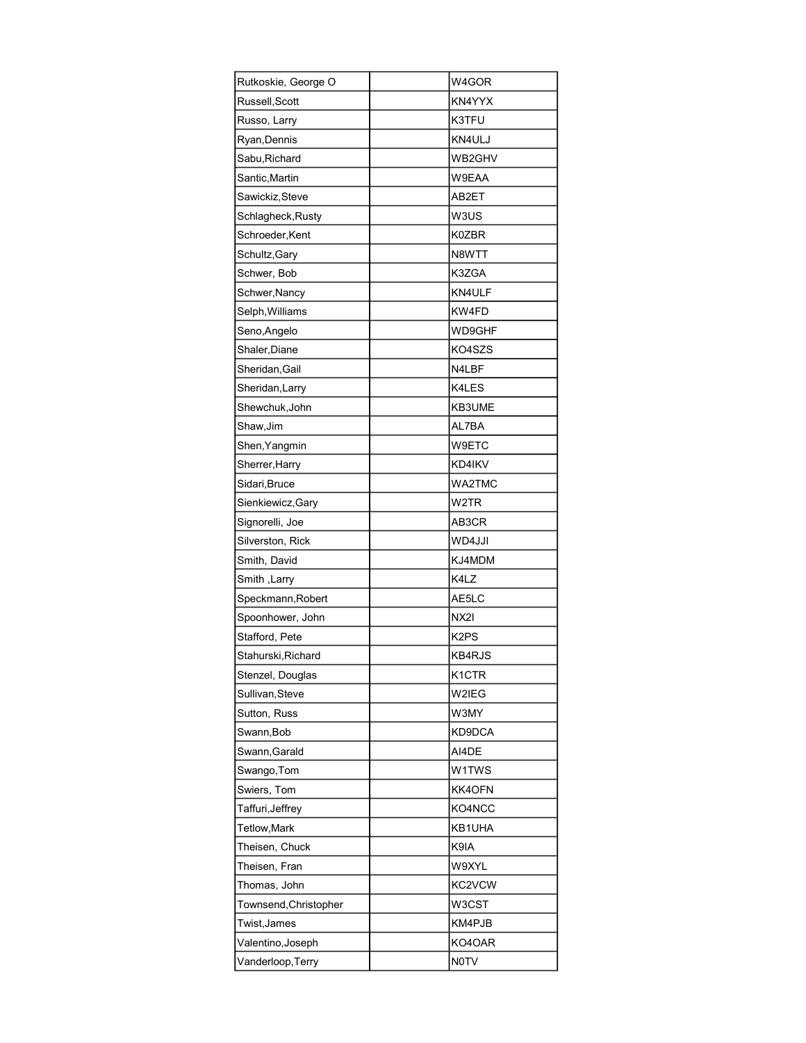| | | |
|---|---|---|
| Rutkoskie, George O | | W4GOR |
| Russell,Scott | | KN4YYX |
| Russo, Larry | | K3TFU |
| Ryan,Dennis | | KN4ULJ |
| Sabu,Richard | | WB2GHV |
| Santic,Martin | | W9EAA |
| Sawickiz,Steve | | AB2ET |
| Schlagheck,Rusty | | W3US |
| Schroeder,Kent | | K0ZBR |
| Schultz,Gary | | N8WTT |
| Schwer, Bob | | K3ZGA |
| Schwer,Nancy | | KN4ULF |
| Selph,Williams | | KW4FD |
| Seno,Angelo | | WD9GHF |
| Shaler,Diane | | KO4SZS |
| Sheridan,Gail | | N4LBF |
| Sheridan,Larry | | K4LES |
| Shewchuk,John | | KB3UME |
| Shaw,Jim | | AL7BA |
| Shen,Yangmin | | W9ETC |
| Sherrer,Harry | | KD4IKV |
| Sidari,Bruce | | WA2TMC |
| Sienkiewicz,Gary | | W2TR |
| Signorelli, Joe | | AB3CR |
| Silverston, Rick | | WD4JJI |
| Smith, David | | KJ4MDM |
| Smith ,Larry | | K4LZ |
| Speckmann,Robert | | AE5LC |
| Spoonhower, John | | NX2I |
| Stafford, Pete | | K2PS |
| Stahurski,Richard | | KB4RJS |
| Stenzel, Douglas | | K1CTR |
| Sullivan,Steve | | W2IEG |
| Sutton, Russ | | W3MY |
| Swann,Bob | | KD9DCA |
| Swann,Garald | | AI4DE |
| Swango,Tom | | W1TWS |
| Swiers, Tom | | KK4OFN |
| Taffuri,Jeffrey | | KO4NCC |
| Tetlow,Mark | | KB1UHA |
| Theisen, Chuck | | K9IA |
| Theisen, Fran | | W9XYL |
| Thomas, John | | KC2VCW |
| Townsend,Christopher | | W3CST |
| Twist,James | | KM4PJB |
| Valentino,Joseph | | KO4OAR |
| Vanderloop,Terry | | N0TV |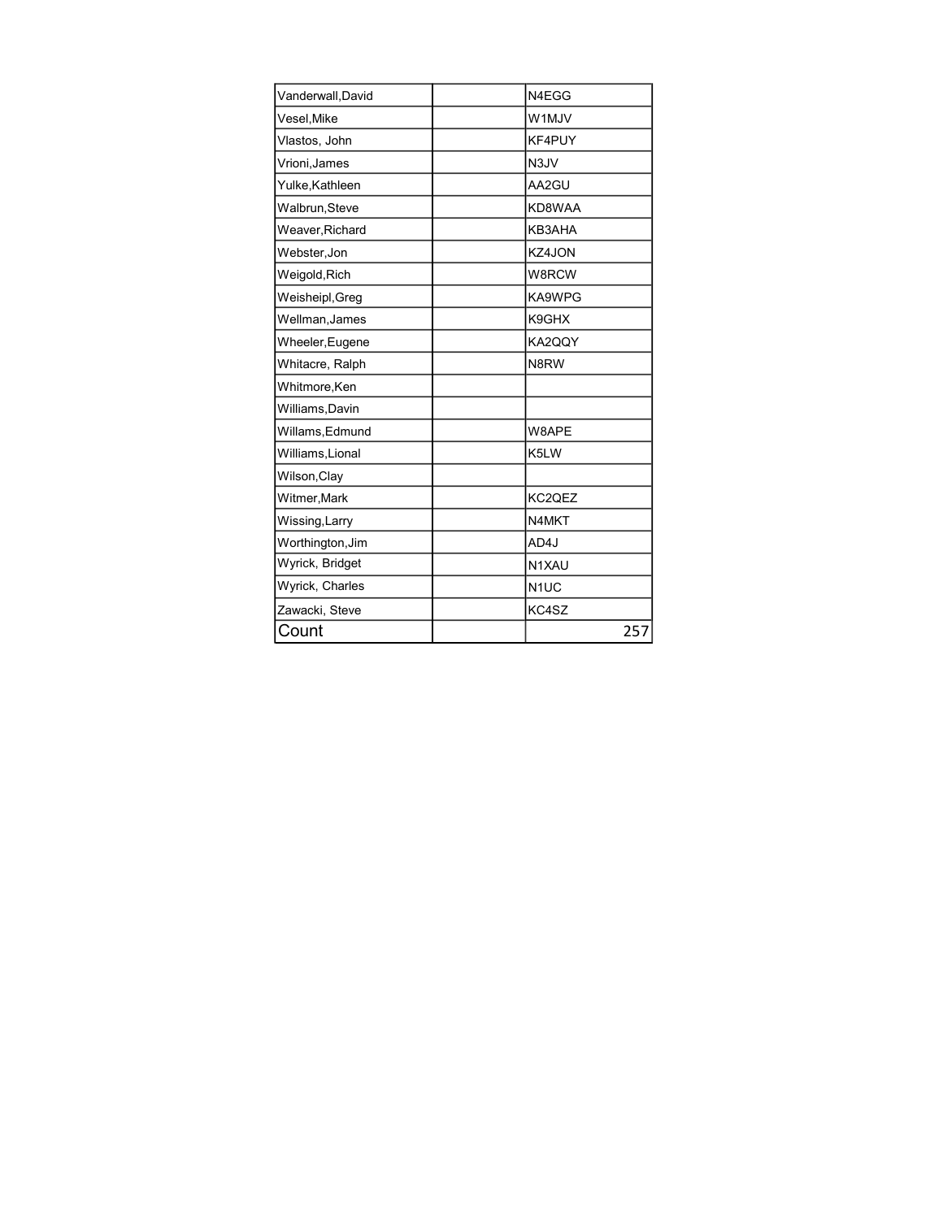| | | |
|---|---|---|
| Vanderwall,David | | N4EGG |
| Vesel,Mike | | W1MJV |
| Vlastos, John | | KF4PUY |
| Vrioni,James | | N3JV |
| Yulke,Kathleen | | AA2GU |
| Walbrun,Steve | | KD8WAA |
| Weaver,Richard | | KB3AHA |
| Webster,Jon | | KZ4JON |
| Weigold,Rich | | W8RCW |
| Weisheipl,Greg | | KA9WPG |
| Wellman,James | | K9GHX |
| Wheeler,Eugene | | KA2QQY |
| Whitacre, Ralph | | N8RW |
| Whitmore,Ken | | |
| Williams,Davin | | |
| Willams,Edmund | | W8APE |
| Williams,Lional | | K5LW |
| Wilson,Clay | | |
| Witmer,Mark | | KC2QEZ |
| Wissing,Larry | | N4MKT |
| Worthington,Jim | | AD4J |
| Wyrick, Bridget | | N1XAU |
| Wyrick, Charles | | N1UC |
| Zawacki, Steve | | KC4SZ |
| Count | | 257 |